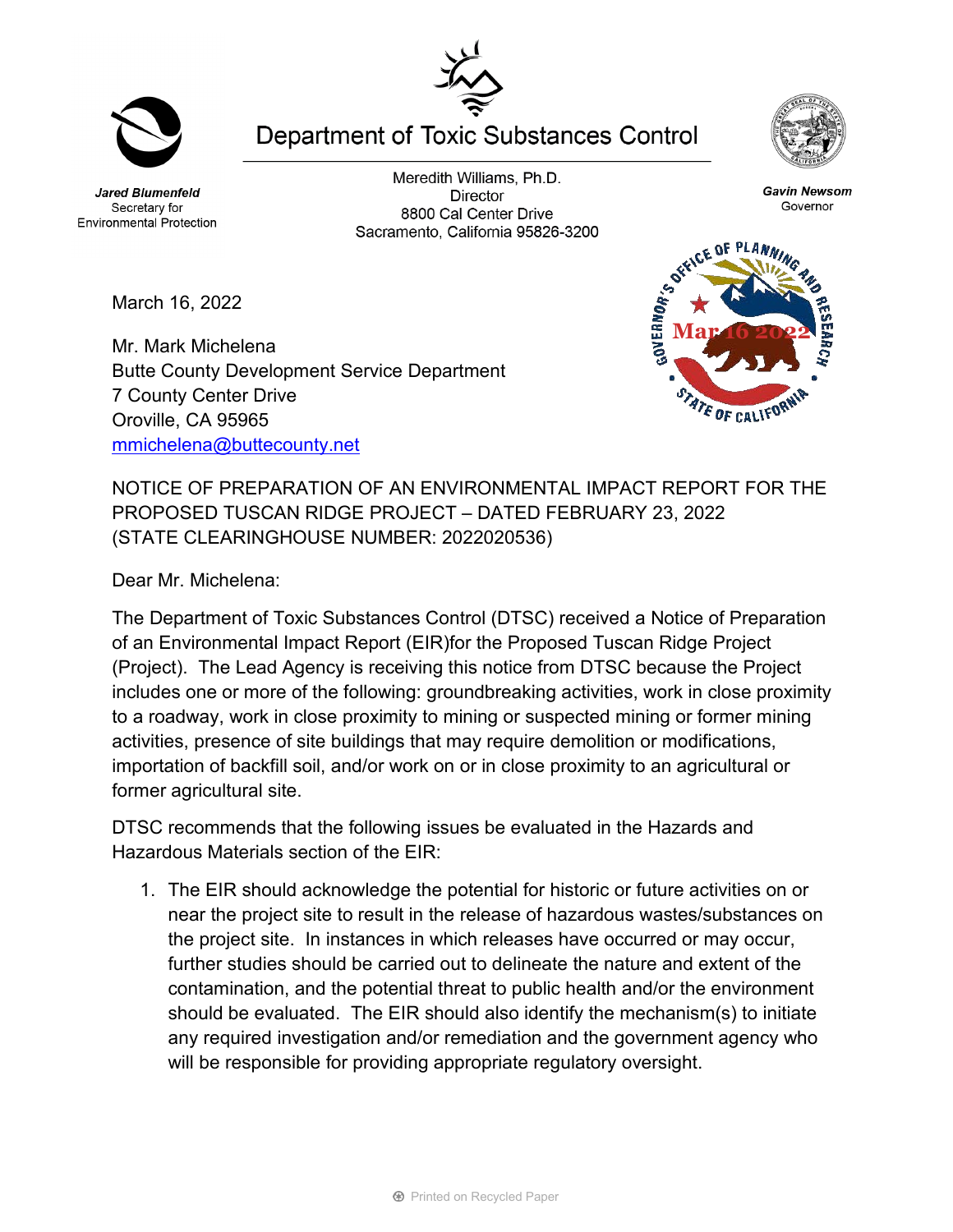# Department of Toxic Substances Control

***Jared Blumenfeld***
Secretary for
Environmental Protection

Meredith Williams, Ph.D.
Director
8800 Cal Center Drive
Sacramento, California 95826-3200

***Gavin Newsom***
Governor

GOVERNOR'S OFFICE OF PLANNING AND RESEARCH
Mar 16 2022
STATE OF CALIFORNIA

March 16, 2022

Mr. Mark Michelena
Butte County Development Service Department
7 County Center Drive
Oroville, CA 95965
mmichelena@buttecounty.net

NOTICE OF PREPARATION OF AN ENVIRONMENTAL IMPACT REPORT FOR THE PROPOSED TUSCAN RIDGE PROJECT – DATED FEBRUARY 23, 2022 (STATE CLEARINGHOUSE NUMBER: 2022020536)

Dear Mr. Michelena:

The Department of Toxic Substances Control (DTSC) received a Notice of Preparation of an Environmental Impact Report (EIR)for the Proposed Tuscan Ridge Project (Project). The Lead Agency is receiving this notice from DTSC because the Project includes one or more of the following: groundbreaking activities, work in close proximity to a roadway, work in close proximity to mining or suspected mining or former mining activities, presence of site buildings that may require demolition or modifications, importation of backfill soil, and/or work on or in close proximity to an agricultural or former agricultural site.

DTSC recommends that the following issues be evaluated in the Hazards and Hazardous Materials section of the EIR:

1. The EIR should acknowledge the potential for historic or future activities on or near the project site to result in the release of hazardous wastes/substances on the project site. In instances in which releases have occurred or may occur, further studies should be carried out to delineate the nature and extent of the contamination, and the potential threat to public health and/or the environment should be evaluated. The EIR should also identify the mechanism(s) to initiate any required investigation and/or remediation and the government agency who will be responsible for providing appropriate regulatory oversight.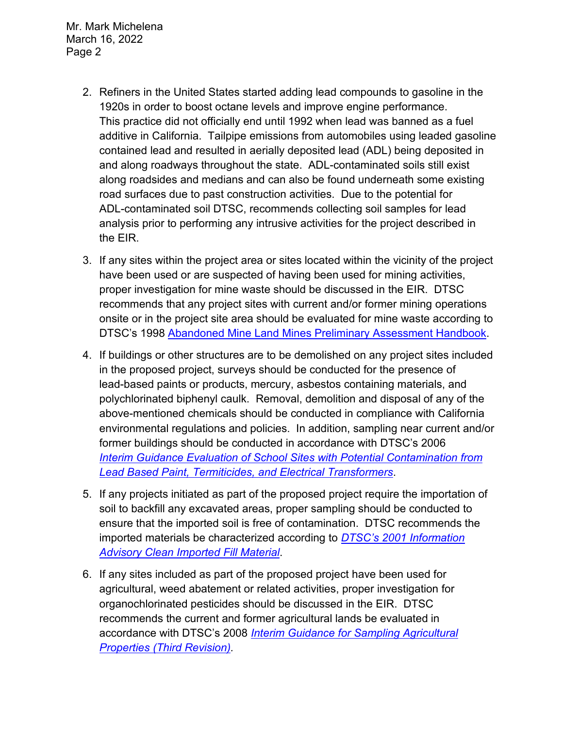2. Refiners in the United States started adding lead compounds to gasoline in the 1920s in order to boost octane levels and improve engine performance. This practice did not officially end until 1992 when lead was banned as a fuel additive in California. Tailpipe emissions from automobiles using leaded gasoline contained lead and resulted in aerially deposited lead (ADL) being deposited in and along roadways throughout the state. ADL-contaminated soils still exist along roadsides and medians and can also be found underneath some existing road surfaces due to past construction activities. Due to the potential for ADL-contaminated soil DTSC, recommends collecting soil samples for lead analysis prior to performing any intrusive activities for the project described in the EIR.

3. If any sites within the project area or sites located within the vicinity of the project have been used or are suspected of having been used for mining activities, proper investigation for mine waste should be discussed in the EIR. DTSC recommends that any project sites with current and/or former mining operations onsite or in the project site area should be evaluated for mine waste according to DTSC's 1998 Abandoned Mine Land Mines Preliminary Assessment Handbook.

4. If buildings or other structures are to be demolished on any project sites included in the proposed project, surveys should be conducted for the presence of lead-based paints or products, mercury, asbestos containing materials, and polychlorinated biphenyl caulk. Removal, demolition and disposal of any of the above-mentioned chemicals should be conducted in compliance with California environmental regulations and policies. In addition, sampling near current and/or former buildings should be conducted in accordance with DTSC's 2006 *Interim Guidance Evaluation of School Sites with Potential Contamination from Lead Based Paint, Termiticides, and Electrical Transformers*.

5. If any projects initiated as part of the proposed project require the importation of soil to backfill any excavated areas, proper sampling should be conducted to ensure that the imported soil is free of contamination. DTSC recommends the imported materials be characterized according to *DTSC's 2001 Information Advisory Clean Imported Fill Material*.

6. If any sites included as part of the proposed project have been used for agricultural, weed abatement or related activities, proper investigation for organochlorinated pesticides should be discussed in the EIR. DTSC recommends the current and former agricultural lands be evaluated in accordance with DTSC's 2008 *Interim Guidance for Sampling Agricultural Properties (Third Revision).*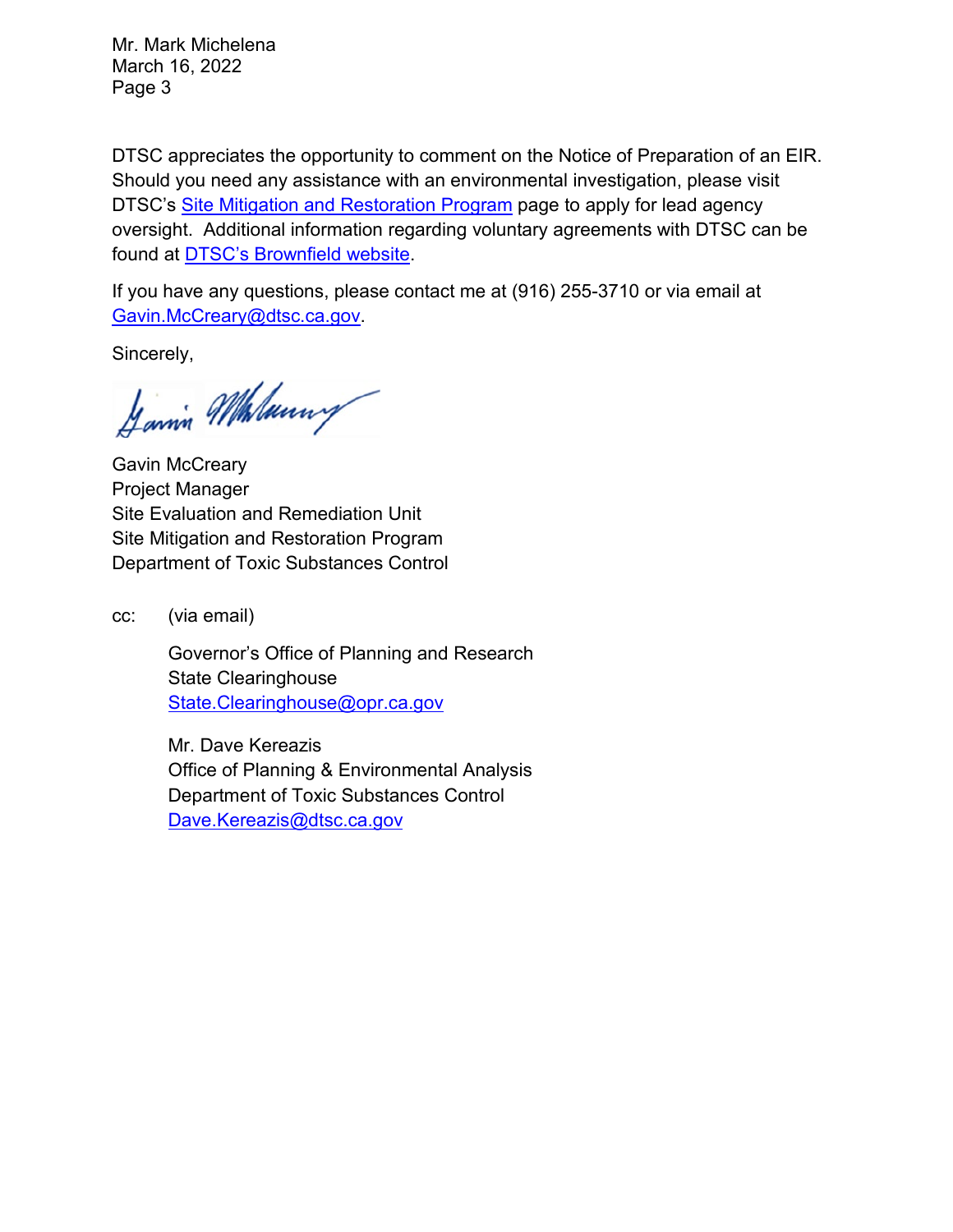DTSC appreciates the opportunity to comment on the Notice of Preparation of an EIR. Should you need any assistance with an environmental investigation, please visit DTSC's Site Mitigation and Restoration Program page to apply for lead agency oversight. Additional information regarding voluntary agreements with DTSC can be found at DTSC's Brownfield website.

If you have any questions, please contact me at (916) 255-3710 or via email at Gavin.McCreary@dtsc.ca.gov.

Sincerely,

Gavin McCreary
Project Manager
Site Evaluation and Remediation Unit
Site Mitigation and Restoration Program
Department of Toxic Substances Control

cc: (via email)

Governor's Office of Planning and Research
State Clearinghouse
State.Clearinghouse@opr.ca.gov

Mr. Dave Kereazis
Office of Planning & Environmental Analysis
Department of Toxic Substances Control
Dave.Kereazis@dtsc.ca.gov